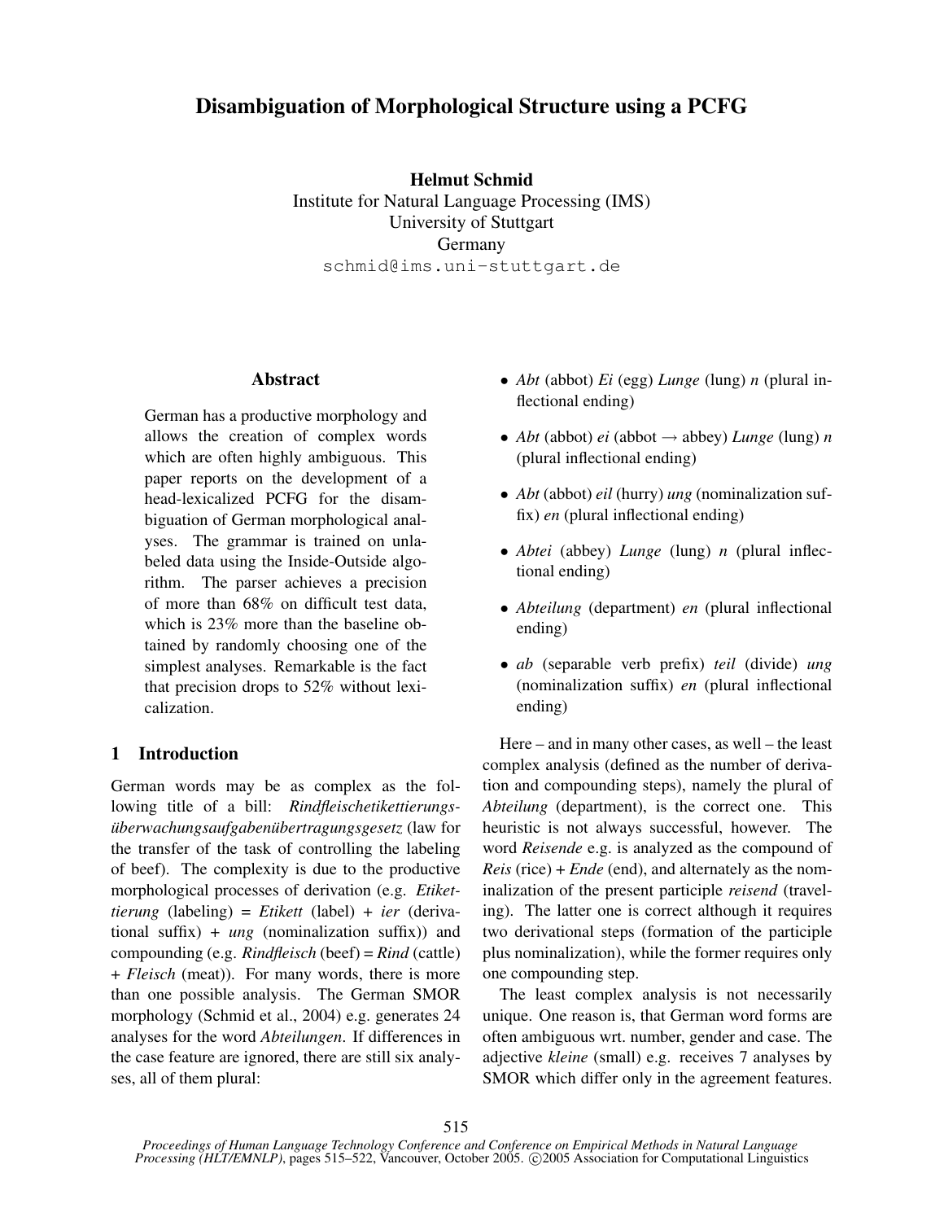# Disambiguation of Morphological Structure using a PCFG

**Helmut Schmid**
Institute for Natural Language Processing (IMS)
University of Stuttgart
Germany
schmid@ims.uni-stuttgart.de

## Abstract

German has a productive morphology and allows the creation of complex words which are often highly ambiguous. This paper reports on the development of a head-lexicalized PCFG for the disambiguation of German morphological analyses. The grammar is trained on unlabeled data using the Inside-Outside algorithm. The parser achieves a precision of more than 68% on difficult test data, which is 23% more than the baseline obtained by randomly choosing one of the simplest analyses. Remarkable is the fact that precision drops to 52% without lexicalization.

## 1 Introduction

German words may be as complex as the following title of a bill: *Rindfleischetikettierungsüberwachungsaufgabenübertragungsgesetz* (law for the transfer of the task of controlling the labeling of beef). The complexity is due to the productive morphological processes of derivation (e.g. *Etikettierung* (labeling) = *Etikett* (label) + *ier* (derivational suffix) + *ung* (nominalization suffix)) and compounding (e.g. *Rindfleisch* (beef) = *Rind* (cattle) + *Fleisch* (meat)). For many words, there is more than one possible analysis. The German SMOR morphology (Schmid et al., 2004) e.g. generates 24 analyses for the word *Abteilungen*. If differences in the case feature are ignored, there are still six analyses, all of them plural:

- *Abt* (abbot) *Ei* (egg) *Lunge* (lung) *n* (plural inflectional ending)
- *Abt* (abbot) *ei* (abbot → abbey) *Lunge* (lung) *n* (plural inflectional ending)
- *Abt* (abbot) *eil* (hurry) *ung* (nominalization suffix) *en* (plural inflectional ending)
- *Abtei* (abbey) *Lunge* (lung) *n* (plural inflectional ending)
- *Abteilung* (department) *en* (plural inflectional ending)
- *ab* (separable verb prefix) *teil* (divide) *ung* (nominalization suffix) *en* (plural inflectional ending)

Here – and in many other cases, as well – the least complex analysis (defined as the number of derivation and compounding steps), namely the plural of *Abteilung* (department), is the correct one. This heuristic is not always successful, however. The word *Reisende* e.g. is analyzed as the compound of *Reis* (rice) + *Ende* (end), and alternately as the nominalization of the present participle *reisend* (traveling). The latter one is correct although it requires two derivational steps (formation of the participle plus nominalization), while the former requires only one compounding step.

The least complex analysis is not necessarily unique. One reason is, that German word forms are often ambiguous wrt. number, gender and case. The adjective *kleine* (small) e.g. receives 7 analyses by SMOR which differ only in the agreement features.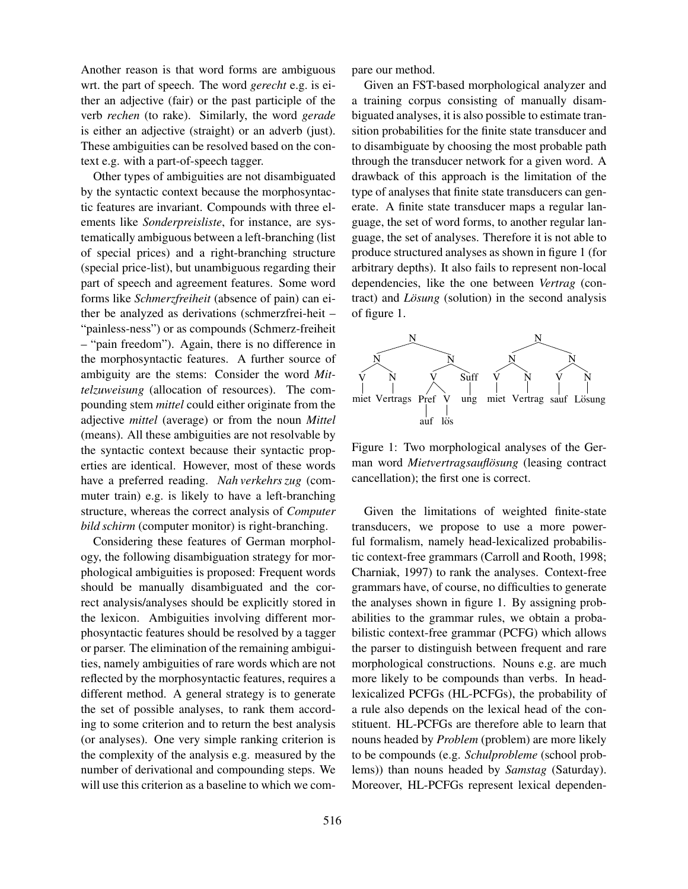Another reason is that word forms are ambiguous wrt. the part of speech. The word *gerecht* e.g. is either an adjective (fair) or the past participle of the verb *rechen* (to rake). Similarly, the word *gerade* is either an adjective (straight) or an adverb (just). These ambiguities can be resolved based on the context e.g. with a part-of-speech tagger.

Other types of ambiguities are not disambiguated by the syntactic context because the morphosyntactic features are invariant. Compounds with three elements like *Sonderpreisliste*, for instance, are systematically ambiguous between a left-branching (list of special prices) and a right-branching structure (special price-list), but unambiguous regarding their part of speech and agreement features. Some word forms like *Schmerzfreiheit* (absence of pain) can either be analyzed as derivations (schmerzfrei-heit – "painless-ness") or as compounds (Schmerz-freiheit – "pain freedom"). Again, there is no difference in the morphosyntactic features. A further source of ambiguity are the stems: Consider the word *Mittelzuweisung* (allocation of resources). The compounding stem *mittel* could either originate from the adjective *mittel* (average) or from the noun *Mittel* (means). All these ambiguities are not resolvable by the syntactic context because their syntactic properties are identical. However, most of these words have a preferred reading. *Nah verkehrs zug* (commuter train) e.g. is likely to have a left-branching structure, whereas the correct analysis of *Computer bild schirm* (computer monitor) is right-branching.

Considering these features of German morphology, the following disambiguation strategy for morphological ambiguities is proposed: Frequent words should be manually disambiguated and the correct analysis/analyses should be explicitly stored in the lexicon. Ambiguities involving different morphosyntactic features should be resolved by a tagger or parser. The elimination of the remaining ambiguities, namely ambiguities of rare words which are not reflected by the morphosyntactic features, requires a different method. A general strategy is to generate the set of possible analyses, to rank them according to some criterion and to return the best analysis (or analyses). One very simple ranking criterion is the complexity of the analysis e.g. measured by the number of derivational and compounding steps. We will use this criterion as a baseline to which we compare our method.

Given an FST-based morphological analyzer and a training corpus consisting of manually disambiguated analyses, it is also possible to estimate transition probabilities for the finite state transducer and to disambiguate by choosing the most probable path through the transducer network for a given word. A drawback of this approach is the limitation of the type of analyses that finite state transducers can generate. A finite state transducer maps a regular language, the set of word forms, to another regular language, the set of analyses. Therefore it is not able to produce structured analyses as shown in figure 1 (for arbitrary depths). It also fails to represent non-local dependencies, like the one between *Vertrag* (contract) and *Lösung* (solution) in the second analysis of figure 1.

```
                 N                                    N
        ________/ \________                  ________/ \________
       N                   N                N                   N
      / \               /  |  \            / \                 / \
     V   N             V      Suff        V   N               V   N
     |   |            / \      |          |   |               |   |
   miet Vertrags   Pref  V    ung       miet Vertrag        sauf Lösung
                    |    |
                   auf  lös
```

Figure 1: Two morphological analyses of the German word *Mietvertragsauflösung* (leasing contract cancellation); the first one is correct.

Given the limitations of weighted finite-state transducers, we propose to use a more powerful formalism, namely head-lexicalized probabilistic context-free grammars (Carroll and Rooth, 1998; Charniak, 1997) to rank the analyses. Context-free grammars have, of course, no difficulties to generate the analyses shown in figure 1. By assigning probabilities to the grammar rules, we obtain a probabilistic context-free grammar (PCFG) which allows the parser to distinguish between frequent and rare morphological constructions. Nouns e.g. are much more likely to be compounds than verbs. In head-lexicalized PCFGs (HL-PCFGs), the probability of a rule also depends on the lexical head of the constituent. HL-PCFGs are therefore able to learn that nouns headed by *Problem* (problem) are more likely to be compounds (e.g. *Schulprobleme* (school problems)) than nouns headed by *Samstag* (Saturday). Moreover, HL-PCFGs represent lexical dependen-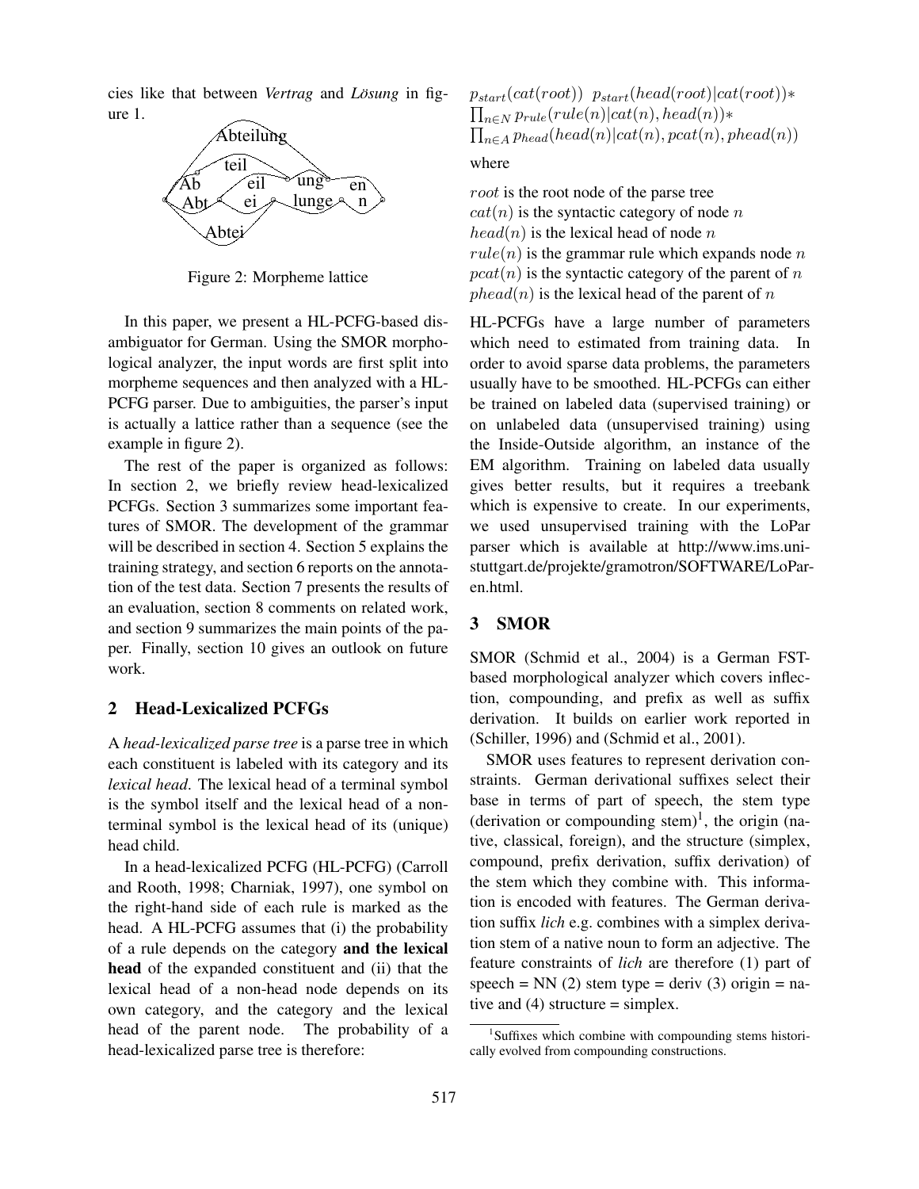cies like that between *Vertrag* and *Lösung* in figure 1.

Figure 2: Morpheme lattice

In this paper, we present a HL-PCFG-based disambiguator for German. Using the SMOR morphological analyzer, the input words are first split into morpheme sequences and then analyzed with a HL-PCFG parser. Due to ambiguities, the parser's input is actually a lattice rather than a sequence (see the example in figure 2).

The rest of the paper is organized as follows: In section 2, we briefly review head-lexicalized PCFGs. Section 3 summarizes some important features of SMOR. The development of the grammar will be described in section 4. Section 5 explains the training strategy, and section 6 reports on the annotation of the test data. Section 7 presents the results of an evaluation, section 8 comments on related work, and section 9 summarizes the main points of the paper. Finally, section 10 gives an outlook on future work.

## 2 Head-Lexicalized PCFGs

A *head-lexicalized parse tree* is a parse tree in which each constituent is labeled with its category and its *lexical head*. The lexical head of a terminal symbol is the symbol itself and the lexical head of a non-terminal symbol is the lexical head of its (unique) head child.

In a head-lexicalized PCFG (HL-PCFG) (Carroll and Rooth, 1998; Charniak, 1997), one symbol on the right-hand side of each rule is marked as the head. A HL-PCFG assumes that (i) the probability of a rule depends on the category **and the lexical head** of the expanded constituent and (ii) that the lexical head of a non-head node depends on its own category, and the category and the lexical head of the parent node. The probability of a head-lexicalized parse tree is therefore:

$$p_{start}(cat(root))\ \ p_{start}(head(root)|cat(root)) * \prod_{n \in N} p_{rule}(rule(n)|cat(n), head(n)) * \prod_{n \in A} p_{head}(head(n)|cat(n), pcat(n), phead(n))$$

where

$root$ is the root node of the parse tree
$cat(n)$ is the syntactic category of node $n$
$head(n)$ is the lexical head of node $n$
$rule(n)$ is the grammar rule which expands node $n$
$pcat(n)$ is the syntactic category of the parent of $n$
$phead(n)$ is the lexical head of the parent of $n$

HL-PCFGs have a large number of parameters which need to estimated from training data. In order to avoid sparse data problems, the parameters usually have to be smoothed. HL-PCFGs can either be trained on labeled data (supervised training) or on unlabeled data (unsupervised training) using the Inside-Outside algorithm, an instance of the EM algorithm. Training on labeled data usually gives better results, but it requires a treebank which is expensive to create. In our experiments, we used unsupervised training with the LoPar parser which is available at http://www.ims.uni-stuttgart.de/projekte/gramotron/SOFTWARE/LoPar-en.html.

## 3 SMOR

SMOR (Schmid et al., 2004) is a German FST-based morphological analyzer which covers inflection, compounding, and prefix as well as suffix derivation. It builds on earlier work reported in (Schiller, 1996) and (Schmid et al., 2001).

SMOR uses features to represent derivation constraints. German derivational suffixes select their base in terms of part of speech, the stem type (derivation or compounding stem)[1], the origin (native, classical, foreign), and the structure (simplex, compound, prefix derivation, suffix derivation) of the stem which they combine with. This information is encoded with features. The German derivation suffix *lich* e.g. combines with a simplex derivation stem of a native noun to form an adjective. The feature constraints of *lich* are therefore (1) part of speech = NN (2) stem type = deriv (3) origin = native and (4) structure = simplex.

[1] Suffixes which combine with compounding stems historically evolved from compounding constructions.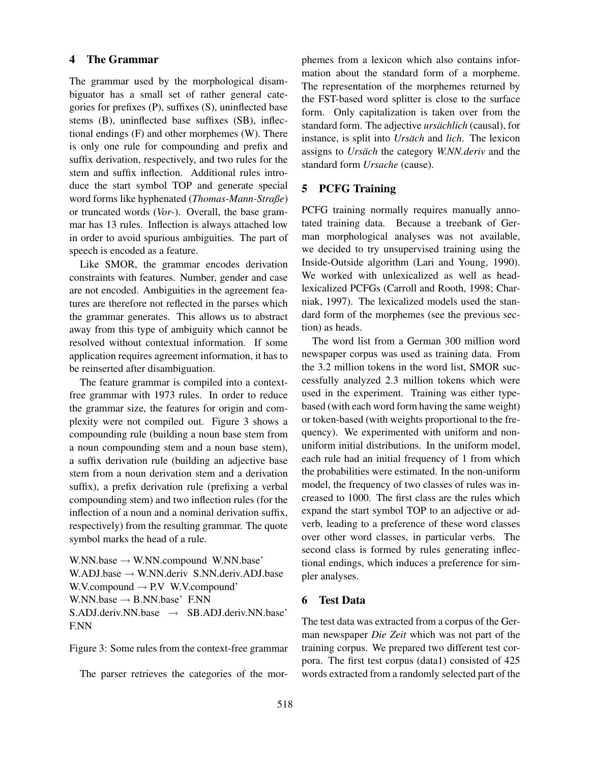## 4 The Grammar

The grammar used by the morphological disambiguator has a small set of rather general categories for prefixes (P), suffixes (S), uninflected base stems (B), uninflected base suffixes (SB), inflectional endings (F) and other morphemes (W). There is only one rule for compounding and prefix and suffix derivation, respectively, and two rules for the stem and suffix inflection. Additional rules introduce the start symbol TOP and generate special word forms like hyphenated (*Thomas-Mann-Straße*) or truncated words (*Vor-*). Overall, the base grammar has 13 rules. Inflection is always attached low in order to avoid spurious ambiguities. The part of speech is encoded as a feature.

Like SMOR, the grammar encodes derivation constraints with features. Number, gender and case are not encoded. Ambiguities in the agreement features are therefore not reflected in the parses which the grammar generates. This allows us to abstract away from this type of ambiguity which cannot be resolved without contextual information. If some application requires agreement information, it has to be reinserted after disambiguation.

The feature grammar is compiled into a context-free grammar with 1973 rules. In order to reduce the grammar size, the features for origin and complexity were not compiled out. Figure 3 shows a compounding rule (building a noun base stem from a noun compounding stem and a noun base stem), a suffix derivation rule (building an adjective base stem from a noun derivation stem and a derivation suffix), a prefix derivation rule (prefixing a verbal compounding stem) and two inflection rules (for the inflection of a noun and a nominal derivation suffix, respectively) from the resulting grammar. The quote symbol marks the head of a rule.

W.NN.base → W.NN.compound W.NN.base'
W.ADJ.base → W.NN.deriv S.NN.deriv.ADJ.base
W.V.compound → P.V W.V.compound'
W.NN.base → B.NN.base' F.NN
S.ADJ.deriv.NN.base → SB.ADJ.deriv.NN.base' F.NN

Figure 3: Some rules from the context-free grammar

The parser retrieves the categories of the morphemes from a lexicon which also contains information about the standard form of a morpheme. The representation of the morphemes returned by the FST-based word splitter is close to the surface form. Only capitalization is taken over from the standard form. The adjective *ursächlich* (causal), for instance, is split into *Ursäch* and *lich*. The lexicon assigns to *Ursäch* the category *W.NN.deriv* and the standard form *Ursache* (cause).

## 5 PCFG Training

PCFG training normally requires manually annotated training data. Because a treebank of German morphological analyses was not available, we decided to try unsupervised training using the Inside-Outside algorithm (Lari and Young, 1990). We worked with unlexicalized as well as head-lexicalized PCFGs (Carroll and Rooth, 1998; Charniak, 1997). The lexicalized models used the standard form of the morphemes (see the previous section) as heads.

The word list from a German 300 million word newspaper corpus was used as training data. From the 3.2 million tokens in the word list, SMOR successfully analyzed 2.3 million tokens which were used in the experiment. Training was either type-based (with each word form having the same weight) or token-based (with weights proportional to the frequency). We experimented with uniform and non-uniform initial distributions. In the uniform model, each rule had an initial frequency of 1 from which the probabilities were estimated. In the non-uniform model, the frequency of two classes of rules was increased to 1000. The first class are the rules which expand the start symbol TOP to an adjective or adverb, leading to a preference of these word classes over other word classes, in particular verbs. The second class is formed by rules generating inflectional endings, which induces a preference for simpler analyses.

## 6 Test Data

The test data was extracted from a corpus of the German newspaper *Die Zeit* which was not part of the training corpus. We prepared two different test corpora. The first test corpus (data1) consisted of 425 words extracted from a randomly selected part of the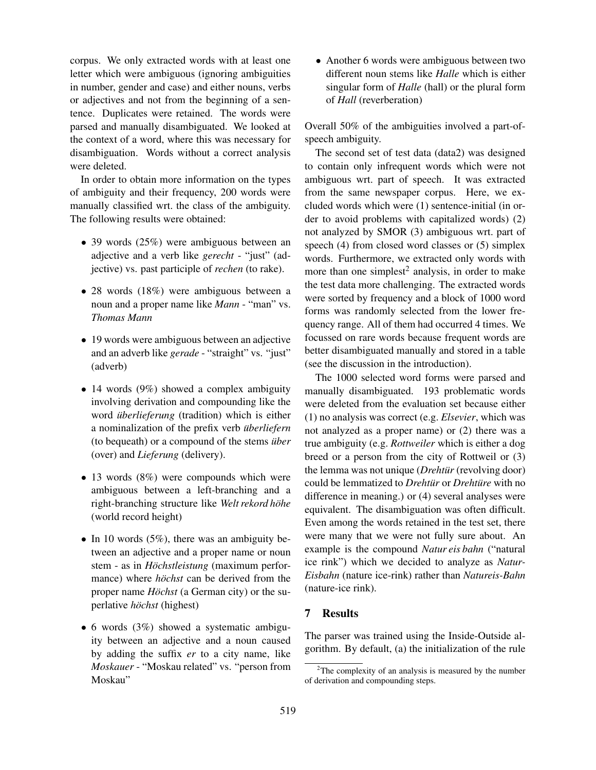corpus. We only extracted words with at least one letter which were ambiguous (ignoring ambiguities in number, gender and case) and either nouns, verbs or adjectives and not from the beginning of a sentence. Duplicates were retained. The words were parsed and manually disambiguated. We looked at the context of a word, where this was necessary for disambiguation. Words without a correct analysis were deleted.

In order to obtain more information on the types of ambiguity and their frequency, 200 words were manually classified wrt. the class of the ambiguity. The following results were obtained:

- 39 words (25%) were ambiguous between an adjective and a verb like *gerecht* - "just" (adjective) vs. past participle of *rechen* (to rake).
- 28 words (18%) were ambiguous between a noun and a proper name like *Mann* - "man" vs. *Thomas Mann*
- 19 words were ambiguous between an adjective and an adverb like *gerade* - "straight" vs. "just" (adverb)
- 14 words (9%) showed a complex ambiguity involving derivation and compounding like the word *überlieferung* (tradition) which is either a nominalization of the prefix verb *überliefern* (to bequeath) or a compound of the stems *über* (over) and *Lieferung* (delivery).
- 13 words (8%) were compounds which were ambiguous between a left-branching and a right-branching structure like *Welt rekord höhe* (world record height)
- In 10 words (5%), there was an ambiguity between an adjective and a proper name or noun stem - as in *Höchstleistung* (maximum performance) where *höchst* can be derived from the proper name *Höchst* (a German city) or the superlative *höchst* (highest)
- 6 words (3%) showed a systematic ambiguity between an adjective and a noun caused by adding the suffix *er* to a city name, like *Moskauer* - "Moskau related" vs. "person from Moskau"
- Another 6 words were ambiguous between two different noun stems like *Halle* which is either singular form of *Halle* (hall) or the plural form of *Hall* (reverberation)

Overall 50% of the ambiguities involved a part-of-speech ambiguity.

The second set of test data (data2) was designed to contain only infrequent words which were not ambiguous wrt. part of speech. It was extracted from the same newspaper corpus. Here, we excluded words which were (1) sentence-initial (in order to avoid problems with capitalized words) (2) not analyzed by SMOR (3) ambiguous wrt. part of speech (4) from closed word classes or (5) simplex words. Furthermore, we extracted only words with more than one simplest[2] analysis, in order to make the test data more challenging. The extracted words were sorted by frequency and a block of 1000 word forms was randomly selected from the lower frequency range. All of them had occurred 4 times. We focussed on rare words because frequent words are better disambiguated manually and stored in a table (see the discussion in the introduction).

The 1000 selected word forms were parsed and manually disambiguated. 193 problematic words were deleted from the evaluation set because either (1) no analysis was correct (e.g. *Elsevier*, which was not analyzed as a proper name) or (2) there was a true ambiguity (e.g. *Rottweiler* which is either a dog breed or a person from the city of Rottweil or (3) the lemma was not unique (*Drehtür* (revolving door) could be lemmatized to *Drehtür* or *Drehtüre* with no difference in meaning.) or (4) several analyses were equivalent. The disambiguation was often difficult. Even among the words retained in the test set, there were many that we were not fully sure about. An example is the compound *Natur eis bahn* ("natural ice rink") which we decided to analyze as *Natur-Eisbahn* (nature ice-rink) rather than *Natureis-Bahn* (nature-ice rink).

## 7 Results

The parser was trained using the Inside-Outside algorithm. By default, (a) the initialization of the rule

[2]The complexity of an analysis is measured by the number of derivation and compounding steps.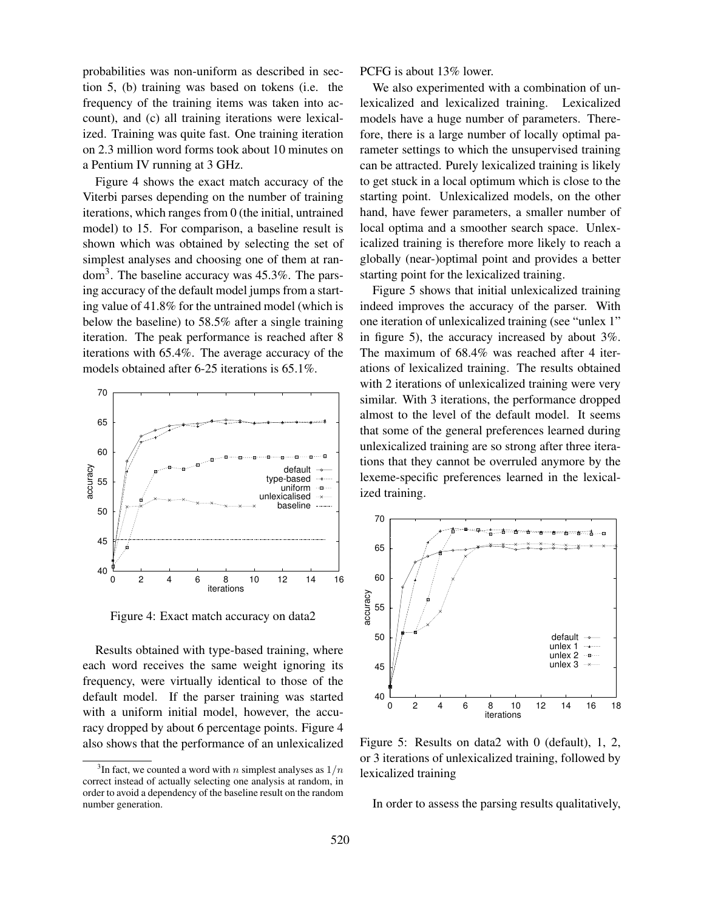probabilities was non-uniform as described in section 5, (b) training was based on tokens (i.e. the frequency of the training items was taken into account), and (c) all training iterations were lexicalized. Training was quite fast. One training iteration on 2.3 million word forms took about 10 minutes on a Pentium IV running at 3 GHz.

Figure 4 shows the exact match accuracy of the Viterbi parses depending on the number of training iterations, which ranges from 0 (the initial, untrained model) to 15. For comparison, a baseline result is shown which was obtained by selecting the set of simplest analyses and choosing one of them at random[3]. The baseline accuracy was 45.3%. The parsing accuracy of the default model jumps from a starting value of 41.8% for the untrained model (which is below the baseline) to 58.5% after a single training iteration. The peak performance is reached after 8 iterations with 65.4%. The average accuracy of the models obtained after 6-25 iterations is 65.1%.

Figure 4: Exact match accuracy on data2

Results obtained with type-based training, where each word receives the same weight ignoring its frequency, were virtually identical to those of the default model. If the parser training was started with a uniform initial model, however, the accuracy dropped by about 6 percentage points. Figure 4 also shows that the performance of an unlexicalized PCFG is about 13% lower.

We also experimented with a combination of unlexicalized and lexicalized training. Lexicalized models have a huge number of parameters. Therefore, there is a large number of locally optimal parameter settings to which the unsupervised training can be attracted. Purely lexicalized training is likely to get stuck in a local optimum which is close to the starting point. Unlexicalized models, on the other hand, have fewer parameters, a smaller number of local optima and a smoother search space. Unlexicalized training is therefore more likely to reach a globally (near-)optimal point and provides a better starting point for the lexicalized training.

Figure 5 shows that initial unlexicalized training indeed improves the accuracy of the parser. With one iteration of unlexicalized training (see "unlex 1" in figure 5), the accuracy increased by about 3%. The maximum of 68.4% was reached after 4 iterations of lexicalized training. The results obtained with 2 iterations of unlexicalized training were very similar. With 3 iterations, the performance dropped almost to the level of the default model. It seems that some of the general preferences learned during unlexicalized training are so strong after three iterations that they cannot be overruled anymore by the lexeme-specific preferences learned in the lexicalized training.

Figure 5: Results on data2 with 0 (default), 1, 2, or 3 iterations of unlexicalized training, followed by lexicalized training

In order to assess the parsing results qualitatively,

[3] In fact, we counted a word with $n$ simplest analyses as $1/n$ correct instead of actually selecting one analysis at random, in order to avoid a dependency of the baseline result on the random number generation.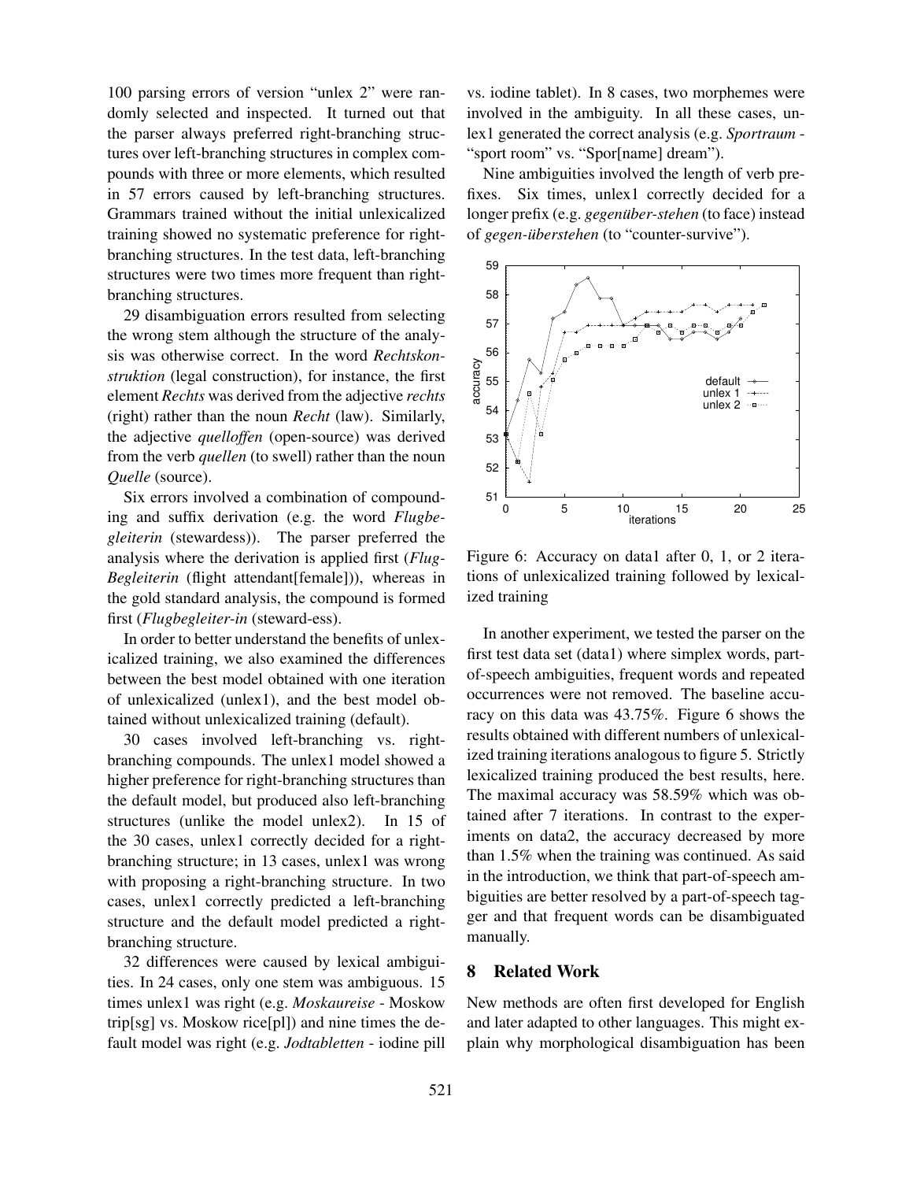100 parsing errors of version "unlex 2" were randomly selected and inspected. It turned out that the parser always preferred right-branching structures over left-branching structures in complex compounds with three or more elements, which resulted in 57 errors caused by left-branching structures. Grammars trained without the initial unlexicalized training showed no systematic preference for right-branching structures. In the test data, left-branching structures were two times more frequent than right-branching structures.

29 disambiguation errors resulted from selecting the wrong stem although the structure of the analysis was otherwise correct. In the word *Rechtskonstruktion* (legal construction), for instance, the first element *Rechts* was derived from the adjective *rechts* (right) rather than the noun *Recht* (law). Similarly, the adjective *quelloffen* (open-source) was derived from the verb *quellen* (to swell) rather than the noun *Quelle* (source).

Six errors involved a combination of compounding and suffix derivation (e.g. the word *Flugbegleiterin* (stewardess)). The parser preferred the analysis where the derivation is applied first (*Flug-Begleiterin* (flight attendant[female])), whereas in the gold standard analysis, the compound is formed first (*Flugbegleiter-in* (steward-ess).

In order to better understand the benefits of unlexicalized training, we also examined the differences between the best model obtained with one iteration of unlexicalized (unlex1), and the best model obtained without unlexicalized training (default).

30 cases involved left-branching vs. right-branching compounds. The unlex1 model showed a higher preference for right-branching structures than the default model, but produced also left-branching structures (unlike the model unlex2). In 15 of the 30 cases, unlex1 correctly decided for a right-branching structure; in 13 cases, unlex1 was wrong with proposing a right-branching structure. In two cases, unlex1 correctly predicted a left-branching structure and the default model predicted a right-branching structure.

32 differences were caused by lexical ambiguities. In 24 cases, only one stem was ambiguous. 15 times unlex1 was right (e.g. *Moskaureise* - Moskow trip[sg] vs. Moskow rice[pl]) and nine times the default model was right (e.g. *Jodtabletten* - iodine pill vs. iodine tablet). In 8 cases, two morphemes were involved in the ambiguity. In all these cases, unlex1 generated the correct analysis (e.g. *Sportraum* - "sport room" vs. "Spor[name] dream").

Nine ambiguities involved the length of verb prefixes. Six times, unlex1 correctly decided for a longer prefix (e.g. *gegenüber-stehen* (to face) instead of *gegen-überstehen* (to "counter-survive").

Figure 6: Accuracy on data1 after 0, 1, or 2 iterations of unlexicalized training followed by lexicalized training

In another experiment, we tested the parser on the first test data set (data1) where simplex words, part-of-speech ambiguities, frequent words and repeated occurrences were not removed. The baseline accuracy on this data was 43.75%. Figure 6 shows the results obtained with different numbers of unlexicalized training iterations analogous to figure 5. Strictly lexicalized training produced the best results, here. The maximal accuracy was 58.59% which was obtained after 7 iterations. In contrast to the experiments on data2, the accuracy decreased by more than 1.5% when the training was continued. As said in the introduction, we think that part-of-speech ambiguities are better resolved by a part-of-speech tagger and that frequent words can be disambiguated manually.

## 8 Related Work

New methods are often first developed for English and later adapted to other languages. This might explain why morphological disambiguation has been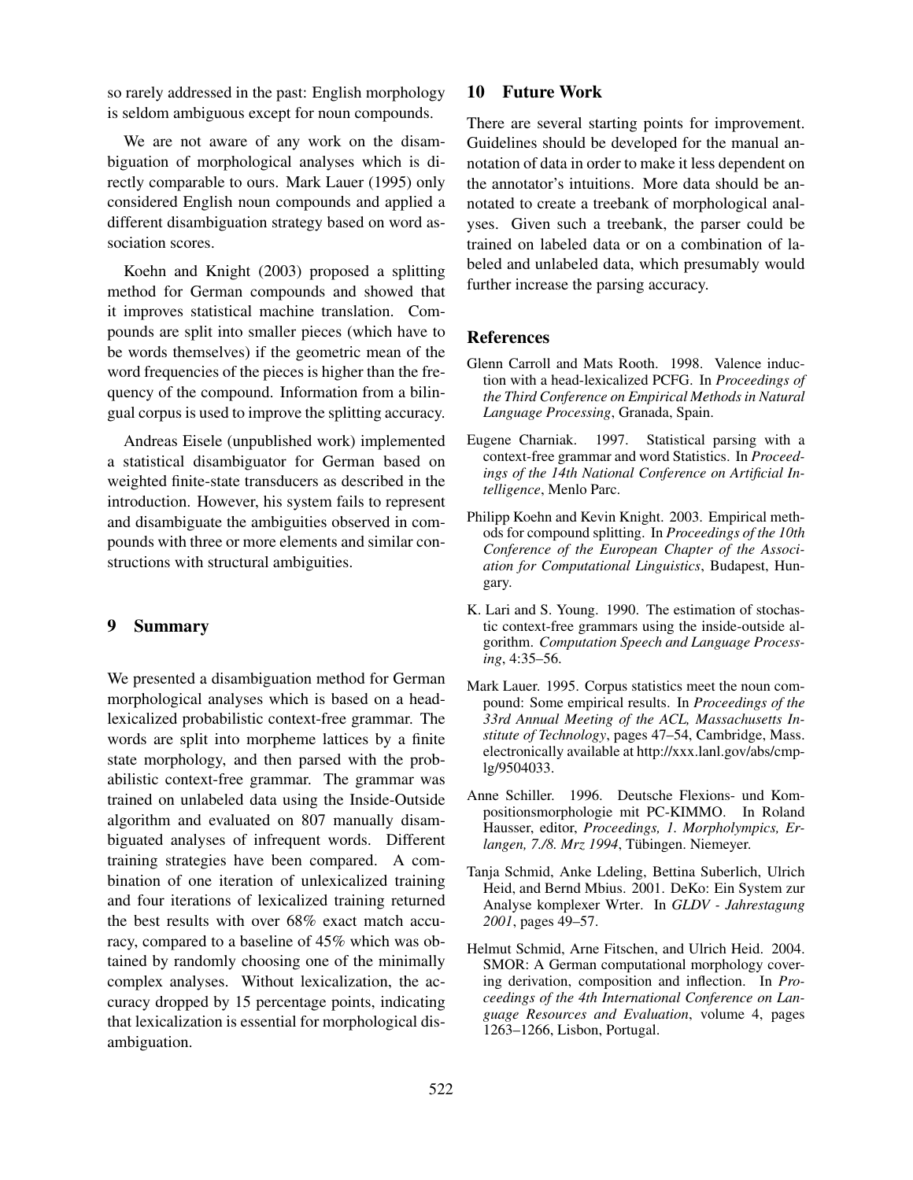so rarely addressed in the past: English morphology is seldom ambiguous except for noun compounds.

We are not aware of any work on the disambiguation of morphological analyses which is directly comparable to ours. Mark Lauer (1995) only considered English noun compounds and applied a different disambiguation strategy based on word association scores.

Koehn and Knight (2003) proposed a splitting method for German compounds and showed that it improves statistical machine translation. Compounds are split into smaller pieces (which have to be words themselves) if the geometric mean of the word frequencies of the pieces is higher than the frequency of the compound. Information from a bilingual corpus is used to improve the splitting accuracy.

Andreas Eisele (unpublished work) implemented a statistical disambiguator for German based on weighted finite-state transducers as described in the introduction. However, his system fails to represent and disambiguate the ambiguities observed in compounds with three or more elements and similar constructions with structural ambiguities.

## 9 Summary

We presented a disambiguation method for German morphological analyses which is based on a head-lexicalized probabilistic context-free grammar. The words are split into morpheme lattices by a finite state morphology, and then parsed with the probabilistic context-free grammar. The grammar was trained on unlabeled data using the Inside-Outside algorithm and evaluated on 807 manually disambiguated analyses of infrequent words. Different training strategies have been compared. A combination of one iteration of unlexicalized training and four iterations of lexicalized training returned the best results with over 68% exact match accuracy, compared to a baseline of 45% which was obtained by randomly choosing one of the minimally complex analyses. Without lexicalization, the accuracy dropped by 15 percentage points, indicating that lexicalization is essential for morphological disambiguation.

## 10 Future Work

There are several starting points for improvement. Guidelines should be developed for the manual annotation of data in order to make it less dependent on the annotator's intuitions. More data should be annotated to create a treebank of morphological analyses. Given such a treebank, the parser could be trained on labeled data or on a combination of labeled and unlabeled data, which presumably would further increase the parsing accuracy.

## References

Glenn Carroll and Mats Rooth. 1998. Valence induction with a head-lexicalized PCFG. In *Proceedings of the Third Conference on Empirical Methods in Natural Language Processing*, Granada, Spain.

Eugene Charniak. 1997. Statistical parsing with a context-free grammar and word Statistics. In *Proceedings of the 14th National Conference on Artificial Intelligence*, Menlo Parc.

Philipp Koehn and Kevin Knight. 2003. Empirical methods for compound splitting. In *Proceedings of the 10th Conference of the European Chapter of the Association for Computational Linguistics*, Budapest, Hungary.

K. Lari and S. Young. 1990. The estimation of stochastic context-free grammars using the inside-outside algorithm. *Computation Speech and Language Processing*, 4:35–56.

Mark Lauer. 1995. Corpus statistics meet the noun compound: Some empirical results. In *Proceedings of the 33rd Annual Meeting of the ACL, Massachusetts Institute of Technology*, pages 47–54, Cambridge, Mass. electronically available at http://xxx.lanl.gov/abs/cmp-lg/9504033.

Anne Schiller. 1996. Deutsche Flexions- und Kompositionsmorphologie mit PC-KIMMO. In Roland Hausser, editor, *Proceedings, 1. Morpholympics, Erlangen, 7./8. Mrz 1994*, Tübingen. Niemeyer.

Tanja Schmid, Anke Ldeling, Bettina Suberlich, Ulrich Heid, and Bernd Mbius. 2001. DeKo: Ein System zur Analyse komplexer Wrter. In *GLDV - Jahrestagung 2001*, pages 49–57.

Helmut Schmid, Arne Fitschen, and Ulrich Heid. 2004. SMOR: A German computational morphology covering derivation, composition and inflection. In *Proceedings of the 4th International Conference on Language Resources and Evaluation*, volume 4, pages 1263–1266, Lisbon, Portugal.